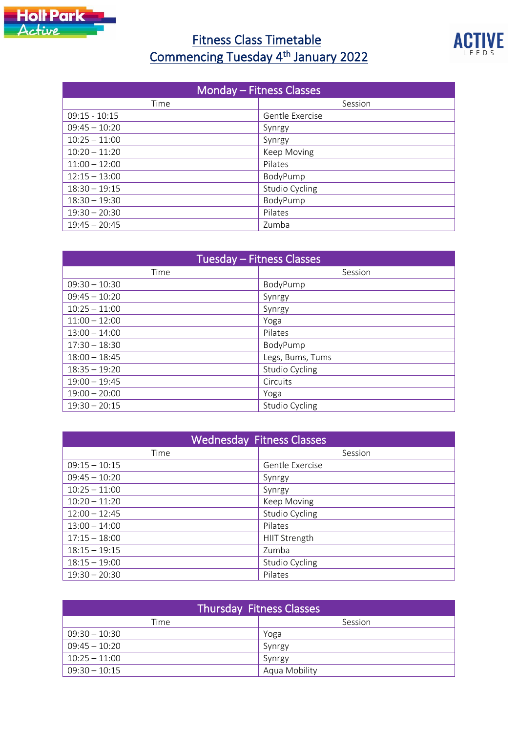# Fitness Class Timetable
## Commencing Tuesday 4th January 2022

| Monday – Fitness Classes | |
|---|---|
| Time | Session |
| 09:15 - 10:15 | Gentle Exercise |
| 09:45 – 10:20 | Synrgy |
| 10:25 – 11:00 | Synrgy |
| 10:20 – 11:20 | Keep Moving |
| 11:00 – 12:00 | Pilates |
| 12:15 – 13:00 | BodyPump |
| 18:30 – 19:15 | Studio Cycling |
| 18:30 – 19:30 | BodyPump |
| 19:30 – 20:30 | Pilates |
| 19:45 – 20:45 | Zumba |

| Tuesday – Fitness Classes | |
|---|---|
| Time | Session |
| 09:30 – 10:30 | BodyPump |
| 09:45 – 10:20 | Synrgy |
| 10:25 – 11:00 | Synrgy |
| 11:00 – 12:00 | Yoga |
| 13:00 – 14:00 | Pilates |
| 17:30 – 18:30 | BodyPump |
| 18:00 – 18:45 | Legs, Bums, Tums |
| 18:35 – 19:20 | Studio Cycling |
| 19:00 – 19:45 | Circuits |
| 19:00 – 20:00 | Yoga |
| 19:30 – 20:15 | Studio Cycling |

| Wednesday Fitness Classes | |
|---|---|
| Time | Session |
| 09:15 – 10:15 | Gentle Exercise |
| 09:45 – 10:20 | Synrgy |
| 10:25 – 11:00 | Synrgy |
| 10:20 – 11:20 | Keep Moving |
| 12:00 – 12:45 | Studio Cycling |
| 13:00 – 14:00 | Pilates |
| 17:15 – 18:00 | HIIT Strength |
| 18:15 – 19:15 | Zumba |
| 18:15 – 19:00 | Studio Cycling |
| 19:30 – 20:30 | Pilates |

| Thursday Fitness Classes | |
|---|---|
| Time | Session |
| 09:30 – 10:30 | Yoga |
| 09:45 – 10:20 | Synrgy |
| 10:25 – 11:00 | Synrgy |
| 09:30 – 10:15 | Aqua Mobility |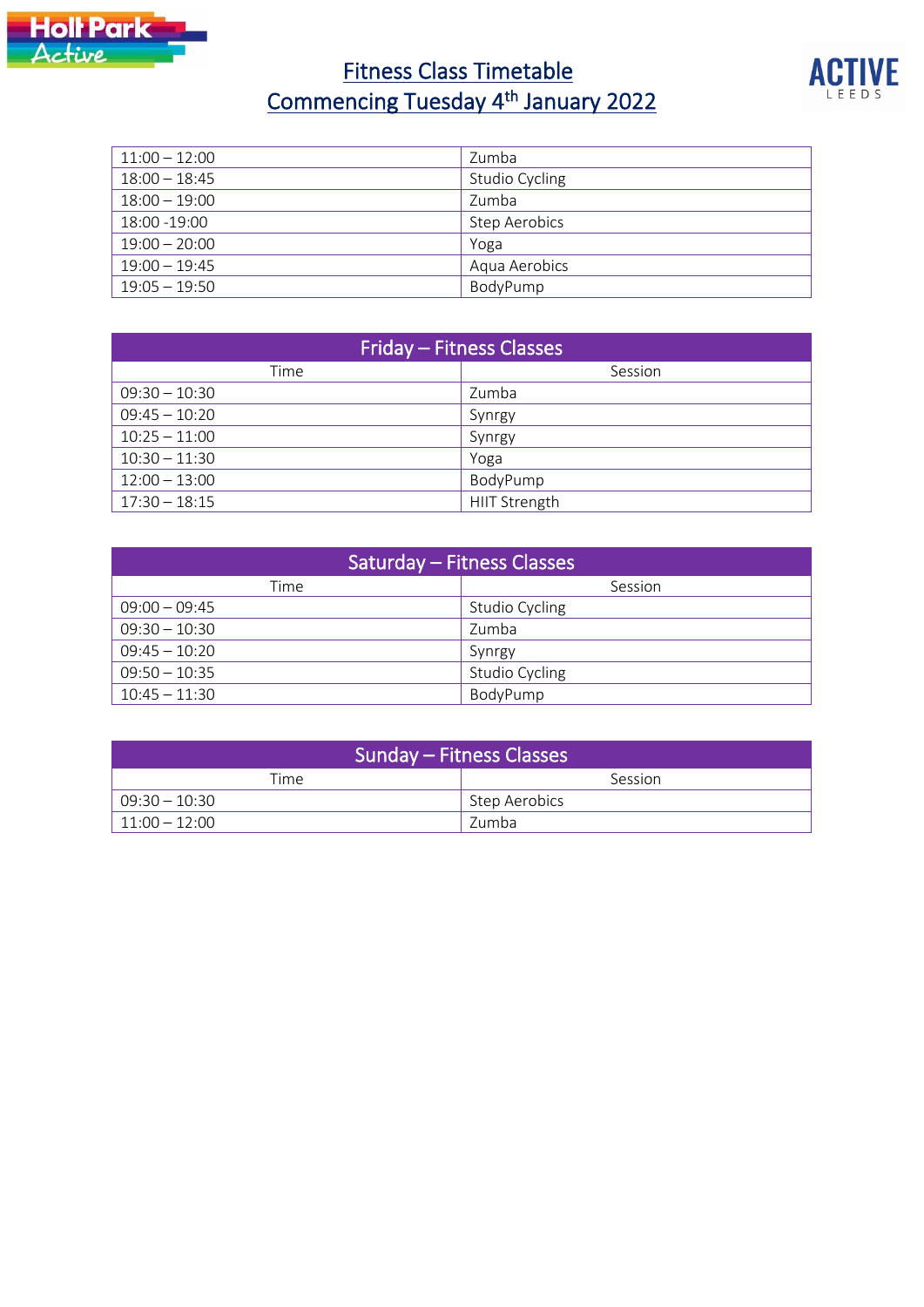# Fitness Class Timetable
## Commencing Tuesday 4th January 2022

| | |
|---|---|
| 11:00 – 12:00 | Zumba |
| 18:00 – 18:45 | Studio Cycling |
| 18:00 – 19:00 | Zumba |
| 18:00 -19:00 | Step Aerobics |
| 19:00 – 20:00 | Yoga |
| 19:00 – 19:45 | Aqua Aerobics |
| 19:05 – 19:50 | BodyPump |

| Friday – Fitness Classes | |
|---|---|
| Time | Session |
| 09:30 – 10:30 | Zumba |
| 09:45 – 10:20 | Synrgy |
| 10:25 – 11:00 | Synrgy |
| 10:30 – 11:30 | Yoga |
| 12:00 – 13:00 | BodyPump |
| 17:30 – 18:15 | HIIT Strength |

| Saturday – Fitness Classes | |
|---|---|
| Time | Session |
| 09:00 – 09:45 | Studio Cycling |
| 09:30 – 10:30 | Zumba |
| 09:45 – 10:20 | Synrgy |
| 09:50 – 10:35 | Studio Cycling |
| 10:45 – 11:30 | BodyPump |

| Sunday – Fitness Classes | |
|---|---|
| Time | Session |
| 09:30 – 10:30 | Step Aerobics |
| 11:00 – 12:00 | Zumba |